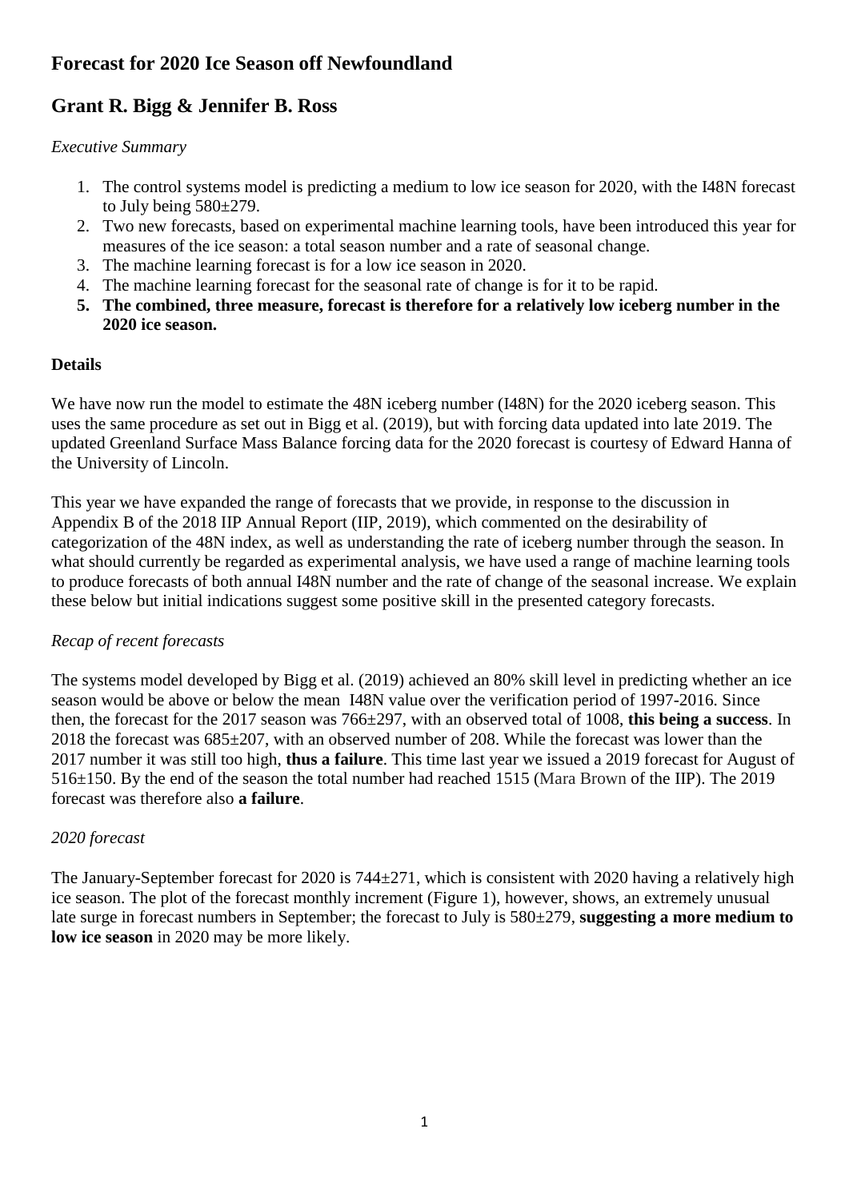# Forecast for 2020 Ice Season off Newfoundland

## Grant R. Bigg & Jennifer B. Ross

*Executive Summary*

1. The control systems model is predicting a medium to low ice season for 2020, with the I48N forecast to July being 580±279.
2. Two new forecasts, based on experimental machine learning tools, have been introduced this year for measures of the ice season: a total season number and a rate of seasonal change.
3. The machine learning forecast is for a low ice season in 2020.
4. The machine learning forecast for the seasonal rate of change is for it to be rapid.
5. **The combined, three measure, forecast is therefore for a relatively low iceberg number in the 2020 ice season.**

### Details

We have now run the model to estimate the 48N iceberg number (I48N) for the 2020 iceberg season. This uses the same procedure as set out in Bigg et al. (2019), but with forcing data updated into late 2019. The updated Greenland Surface Mass Balance forcing data for the 2020 forecast is courtesy of Edward Hanna of the University of Lincoln.

This year we have expanded the range of forecasts that we provide, in response to the discussion in Appendix B of the 2018 IIP Annual Report (IIP, 2019), which commented on the desirability of categorization of the 48N index, as well as understanding the rate of iceberg number through the season. In what should currently be regarded as experimental analysis, we have used a range of machine learning tools to produce forecasts of both annual I48N number and the rate of change of the seasonal increase. We explain these below but initial indications suggest some positive skill in the presented category forecasts.

*Recap of recent forecasts*

The systems model developed by Bigg et al. (2019) achieved an 80% skill level in predicting whether an ice season would be above or below the mean I48N value over the verification period of 1997-2016. Since then, the forecast for the 2017 season was 766±297, with an observed total of 1008, **this being a success**. In 2018 the forecast was 685±207, with an observed number of 208. While the forecast was lower than the 2017 number it was still too high, **thus a failure**. This time last year we issued a 2019 forecast for August of 516±150. By the end of the season the total number had reached 1515 (Mara Brown of the IIP). The 2019 forecast was therefore also **a failure**.

*2020 forecast*

The January-September forecast for 2020 is 744±271, which is consistent with 2020 having a relatively high ice season. The plot of the forecast monthly increment (Figure 1), however, shows, an extremely unusual late surge in forecast numbers in September; the forecast to July is 580±279, **suggesting a more medium to low ice season** in 2020 may be more likely.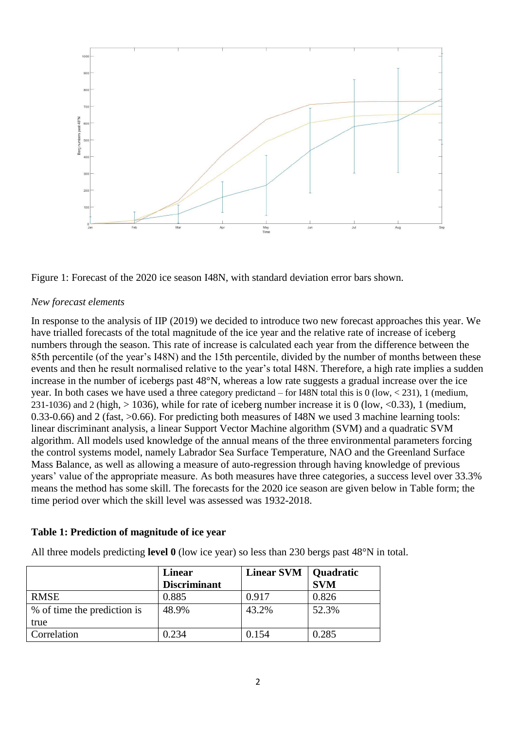Figure 1: Forecast of the 2020 ice season I48N, with standard deviation error bars shown.

*New forecast elements*

In response to the analysis of IIP (2019) we decided to introduce two new forecast approaches this year. We have trialled forecasts of the total magnitude of the ice year and the relative rate of increase of iceberg numbers through the season. This rate of increase is calculated each year from the difference between the 85th percentile (of the year's I48N) and the 15th percentile, divided by the number of months between these events and then he result normalised relative to the year's total I48N. Therefore, a high rate implies a sudden increase in the number of icebergs past 48°N, whereas a low rate suggests a gradual increase over the ice year. In both cases we have used a three category predictand – for I48N total this is 0 (low, < 231), 1 (medium, 231-1036) and 2 (high, > 1036), while for rate of iceberg number increase it is 0 (low, <0.33), 1 (medium, 0.33-0.66) and 2 (fast, >0.66). For predicting both measures of I48N we used 3 machine learning tools: linear discriminant analysis, a linear Support Vector Machine algorithm (SVM) and a quadratic SVM algorithm. All models used knowledge of the annual means of the three environmental parameters forcing the control systems model, namely Labrador Sea Surface Temperature, NAO and the Greenland Surface Mass Balance, as well as allowing a measure of auto-regression through having knowledge of previous years' value of the appropriate measure. As both measures have three categories, a success level over 33.3% means the method has some skill. The forecasts for the 2020 ice season are given below in Table form; the time period over which the skill level was assessed was 1932-2018.

**Table 1: Prediction of magnitude of ice year**

All three models predicting **level 0** (low ice year) so less than 230 bergs past 48°N in total.

| | **Linear Discriminant** | **Linear SVM** | **Quadratic SVM** |
|---|---|---|---|
| RMSE | 0.885 | 0.917 | 0.826 |
| % of time the prediction is true | 48.9% | 43.2% | 52.3% |
| Correlation | 0.234 | 0.154 | 0.285 |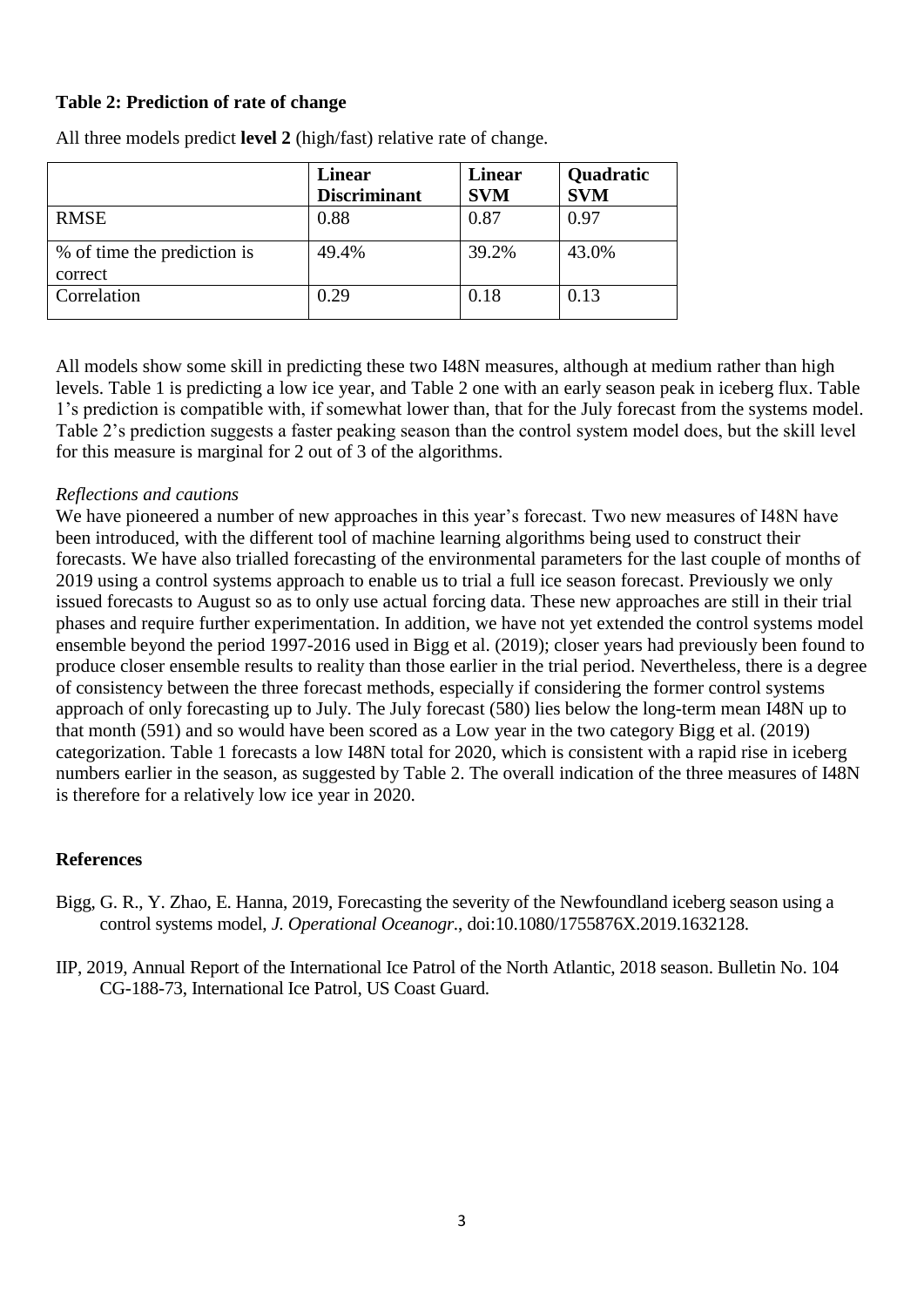**Table 2: Prediction of rate of change**

All three models predict **level 2** (high/fast) relative rate of change.

| | **Linear Discriminant** | **Linear SVM** | **Quadratic SVM** |
|---|---|---|---|
| RMSE | 0.88 | 0.87 | 0.97 |
| % of time the prediction is correct | 49.4% | 39.2% | 43.0% |
| Correlation | 0.29 | 0.18 | 0.13 |

All models show some skill in predicting these two I48N measures, although at medium rather than high levels. Table 1 is predicting a low ice year, and Table 2 one with an early season peak in iceberg flux. Table 1's prediction is compatible with, if somewhat lower than, that for the July forecast from the systems model. Table 2's prediction suggests a faster peaking season than the control system model does, but the skill level for this measure is marginal for 2 out of 3 of the algorithms.

*Reflections and cautions*

We have pioneered a number of new approaches in this year's forecast. Two new measures of I48N have been introduced, with the different tool of machine learning algorithms being used to construct their forecasts. We have also trialled forecasting of the environmental parameters for the last couple of months of 2019 using a control systems approach to enable us to trial a full ice season forecast. Previously we only issued forecasts to August so as to only use actual forcing data. These new approaches are still in their trial phases and require further experimentation. In addition, we have not yet extended the control systems model ensemble beyond the period 1997-2016 used in Bigg et al. (2019); closer years had previously been found to produce closer ensemble results to reality than those earlier in the trial period. Nevertheless, there is a degree of consistency between the three forecast methods, especially if considering the former control systems approach of only forecasting up to July. The July forecast (580) lies below the long-term mean I48N up to that month (591) and so would have been scored as a Low year in the two category Bigg et al. (2019) categorization. Table 1 forecasts a low I48N total for 2020, which is consistent with a rapid rise in iceberg numbers earlier in the season, as suggested by Table 2. The overall indication of the three measures of I48N is therefore for a relatively low ice year in 2020.

## References

Bigg, G. R., Y. Zhao, E. Hanna, 2019, Forecasting the severity of the Newfoundland iceberg season using a control systems model, *J. Operational Oceanogr.*, doi:10.1080/1755876X.2019.1632128.

IIP, 2019, Annual Report of the International Ice Patrol of the North Atlantic, 2018 season. Bulletin No. 104 CG-188-73, International Ice Patrol, US Coast Guard.